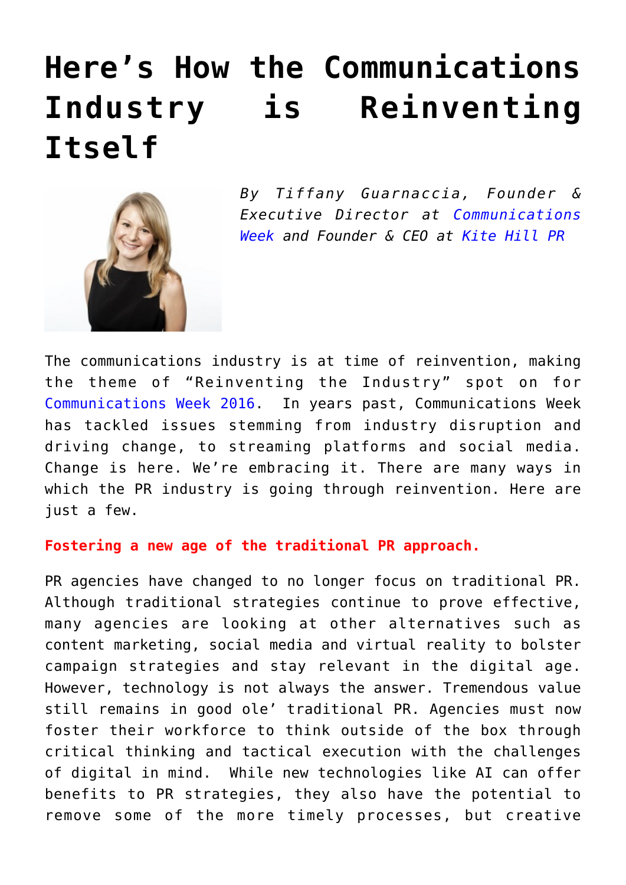# Here's How the Communications Industry is Reinventing Itself

*By Tiffany Guarnaccia, Founder & Executive Director at Communications Week and Founder & CEO at Kite Hill PR*

The communications industry is at time of reinvention, making the theme of "Reinventing the Industry" spot on for Communications Week 2016. In years past, Communications Week has tackled issues stemming from industry disruption and driving change, to streaming platforms and social media. Change is here. We're embracing it. There are many ways in which the PR industry is going through reinvention. Here are just a few.

**Fostering a new age of the traditional PR approach.**

PR agencies have changed to no longer focus on traditional PR. Although traditional strategies continue to prove effective, many agencies are looking at other alternatives such as content marketing, social media and virtual reality to bolster campaign strategies and stay relevant in the digital age. However, technology is not always the answer. Tremendous value still remains in good ole' traditional PR. Agencies must now foster their workforce to think outside of the box through critical thinking and tactical execution with the challenges of digital in mind. While new technologies like AI can offer benefits to PR strategies, they also have the potential to remove some of the more timely processes, but creative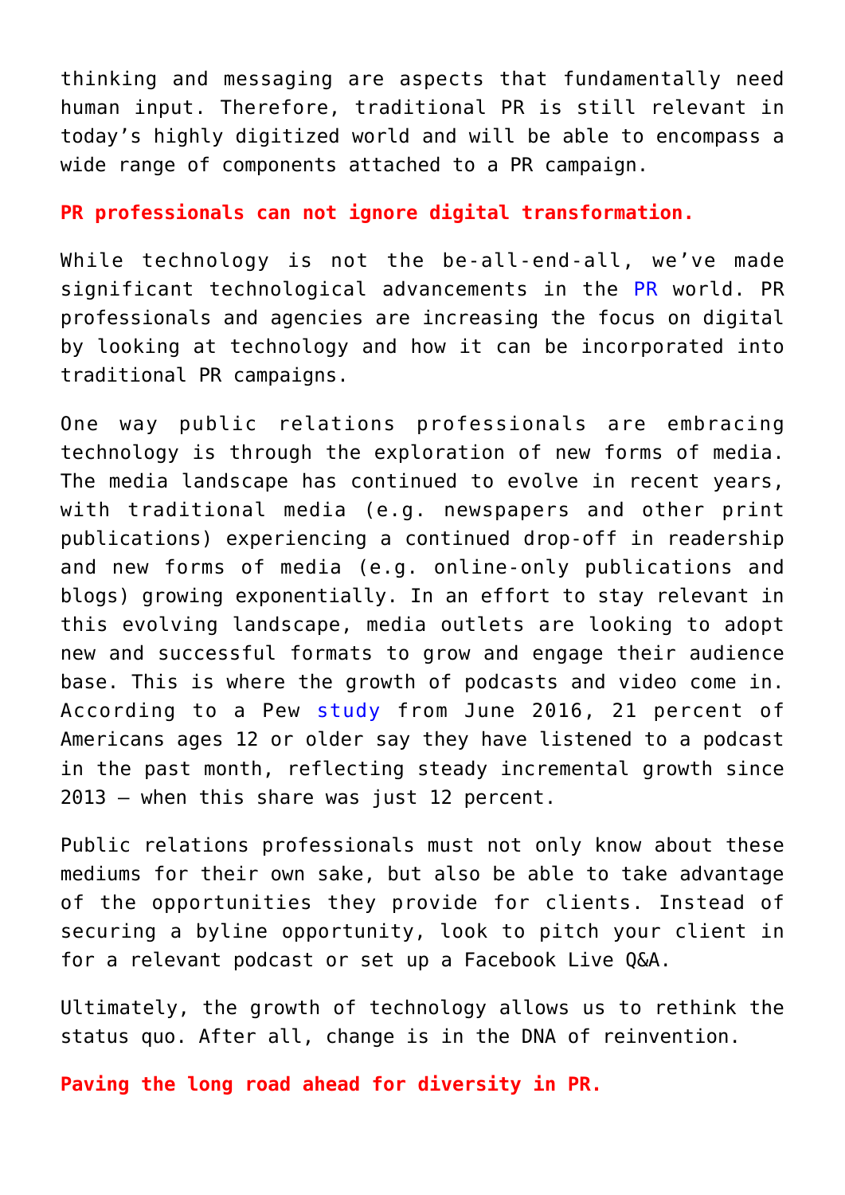thinking and messaging are aspects that fundamentally need human input. Therefore, traditional PR is still relevant in today's highly digitized world and will be able to encompass a wide range of components attached to a PR campaign.

**PR professionals can not ignore digital transformation.**

While technology is not the be-all-end-all, we've made significant technological advancements in the PR world. PR professionals and agencies are increasing the focus on digital by looking at technology and how it can be incorporated into traditional PR campaigns.

One way public relations professionals are embracing technology is through the exploration of new forms of media. The media landscape has continued to evolve in recent years, with traditional media (e.g. newspapers and other print publications) experiencing a continued drop-off in readership and new forms of media (e.g. online-only publications and blogs) growing exponentially. In an effort to stay relevant in this evolving landscape, media outlets are looking to adopt new and successful formats to grow and engage their audience base. This is where the growth of podcasts and video come in. According to a Pew study from June 2016, 21 percent of Americans ages 12 or older say they have listened to a podcast in the past month, reflecting steady incremental growth since 2013 – when this share was just 12 percent.

Public relations professionals must not only know about these mediums for their own sake, but also be able to take advantage of the opportunities they provide for clients. Instead of securing a byline opportunity, look to pitch your client in for a relevant podcast or set up a Facebook Live Q&A.

Ultimately, the growth of technology allows us to rethink the status quo. After all, change is in the DNA of reinvention.

**Paving the long road ahead for diversity in PR.**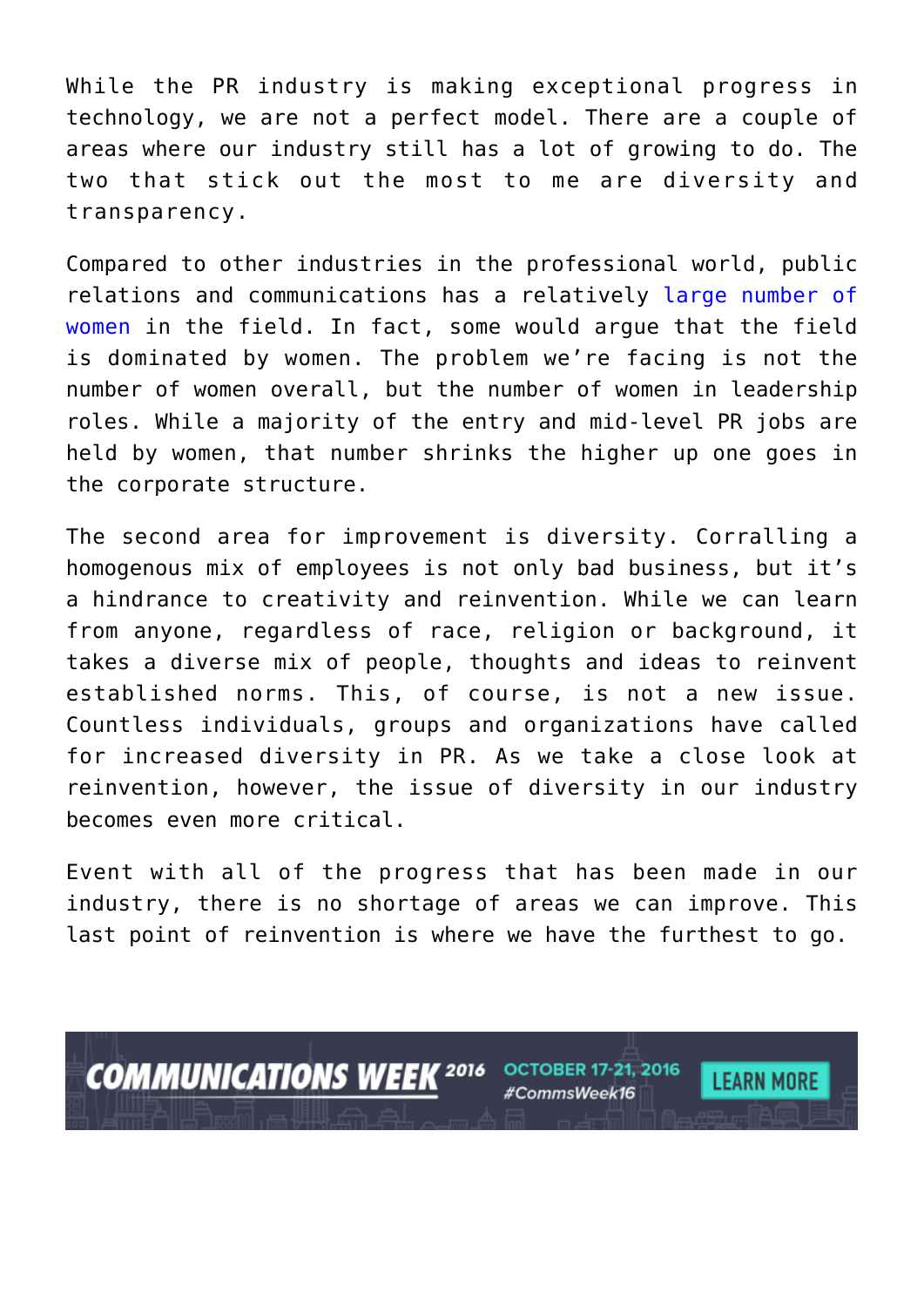While the PR industry is making exceptional progress in technology, we are not a perfect model. There are a couple of areas where our industry still has a lot of growing to do. The two that stick out the most to me are diversity and transparency.

Compared to other industries in the professional world, public relations and communications has a relatively large number of women in the field. In fact, some would argue that the field is dominated by women. The problem we're facing is not the number of women overall, but the number of women in leadership roles. While a majority of the entry and mid-level PR jobs are held by women, that number shrinks the higher up one goes in the corporate structure.

The second area for improvement is diversity. Corralling a homogenous mix of employees is not only bad business, but it's a hindrance to creativity and reinvention. While we can learn from anyone, regardless of race, religion or background, it takes a diverse mix of people, thoughts and ideas to reinvent established norms. This, of course, is not a new issue. Countless individuals, groups and organizations have called for increased diversity in PR. As we take a close look at reinvention, however, the issue of diversity in our industry becomes even more critical.

Event with all of the progress that has been made in our industry, there is no shortage of areas we can improve. This last point of reinvention is where we have the furthest to go.

COMMUNICATIONS WEEK 2016 OCTOBER 17-21, 2016 #CommsWeek16 LEARN MORE